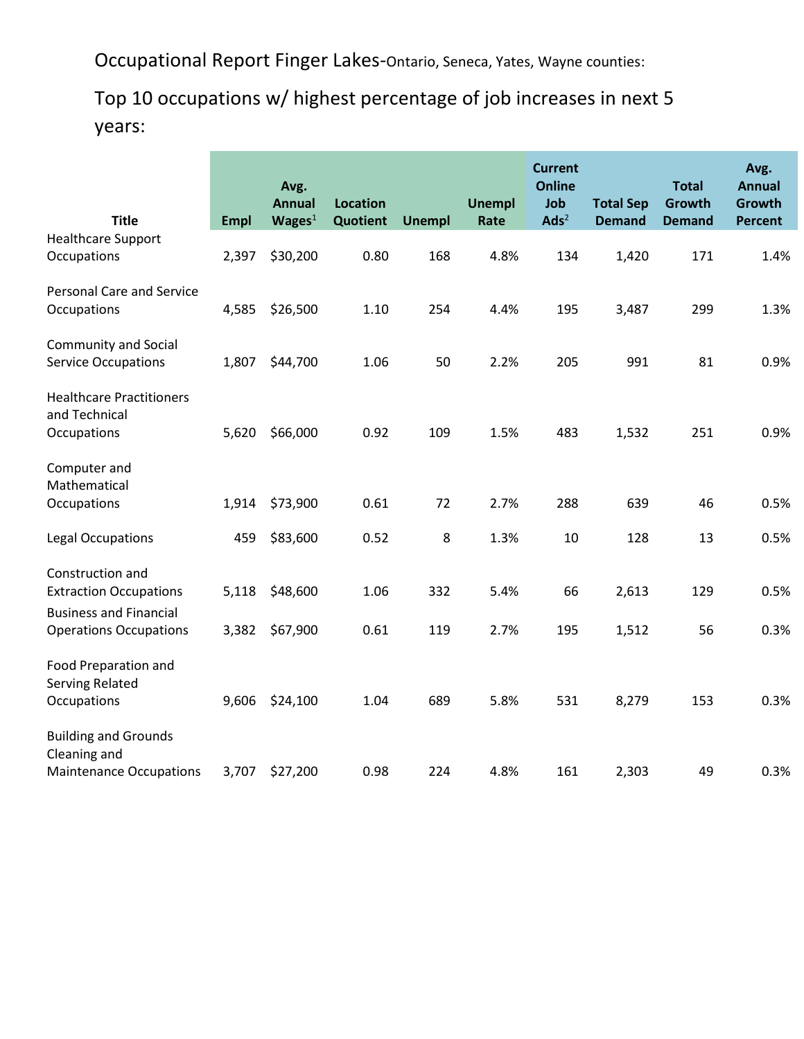# Occupational Report Finger Lakes-Ontario, Seneca, Yates, Wayne counties:

## Top 10 occupations w/ highest percentage of job increases in next 5 years:

| Title | Empl | Avg. Annual Wages[1] | Location Quotient | Unempl | Unempl Rate | Current Online Job Ads[2] | Total Sep Demand | Total Growth Demand | Avg. Annual Growth Percent |
|---|---|---|---|---|---|---|---|---|---|
| Healthcare Support Occupations | 2,397 | $30,200 | 0.80 | 168 | 4.8% | 134 | 1,420 | 171 | 1.4% |
| Personal Care and Service Occupations | 4,585 | $26,500 | 1.10 | 254 | 4.4% | 195 | 3,487 | 299 | 1.3% |
| Community and Social Service Occupations | 1,807 | $44,700 | 1.06 | 50 | 2.2% | 205 | 991 | 81 | 0.9% |
| Healthcare Practitioners and Technical Occupations | 5,620 | $66,000 | 0.92 | 109 | 1.5% | 483 | 1,532 | 251 | 0.9% |
| Computer and Mathematical Occupations | 1,914 | $73,900 | 0.61 | 72 | 2.7% | 288 | 639 | 46 | 0.5% |
| Legal Occupations | 459 | $83,600 | 0.52 | 8 | 1.3% | 10 | 128 | 13 | 0.5% |
| Construction and Extraction Occupations | 5,118 | $48,600 | 1.06 | 332 | 5.4% | 66 | 2,613 | 129 | 0.5% |
| Business and Financial Operations Occupations | 3,382 | $67,900 | 0.61 | 119 | 2.7% | 195 | 1,512 | 56 | 0.3% |
| Food Preparation and Serving Related Occupations | 9,606 | $24,100 | 1.04 | 689 | 5.8% | 531 | 8,279 | 153 | 0.3% |
| Building and Grounds Cleaning and Maintenance Occupations | 3,707 | $27,200 | 0.98 | 224 | 4.8% | 161 | 2,303 | 49 | 0.3% |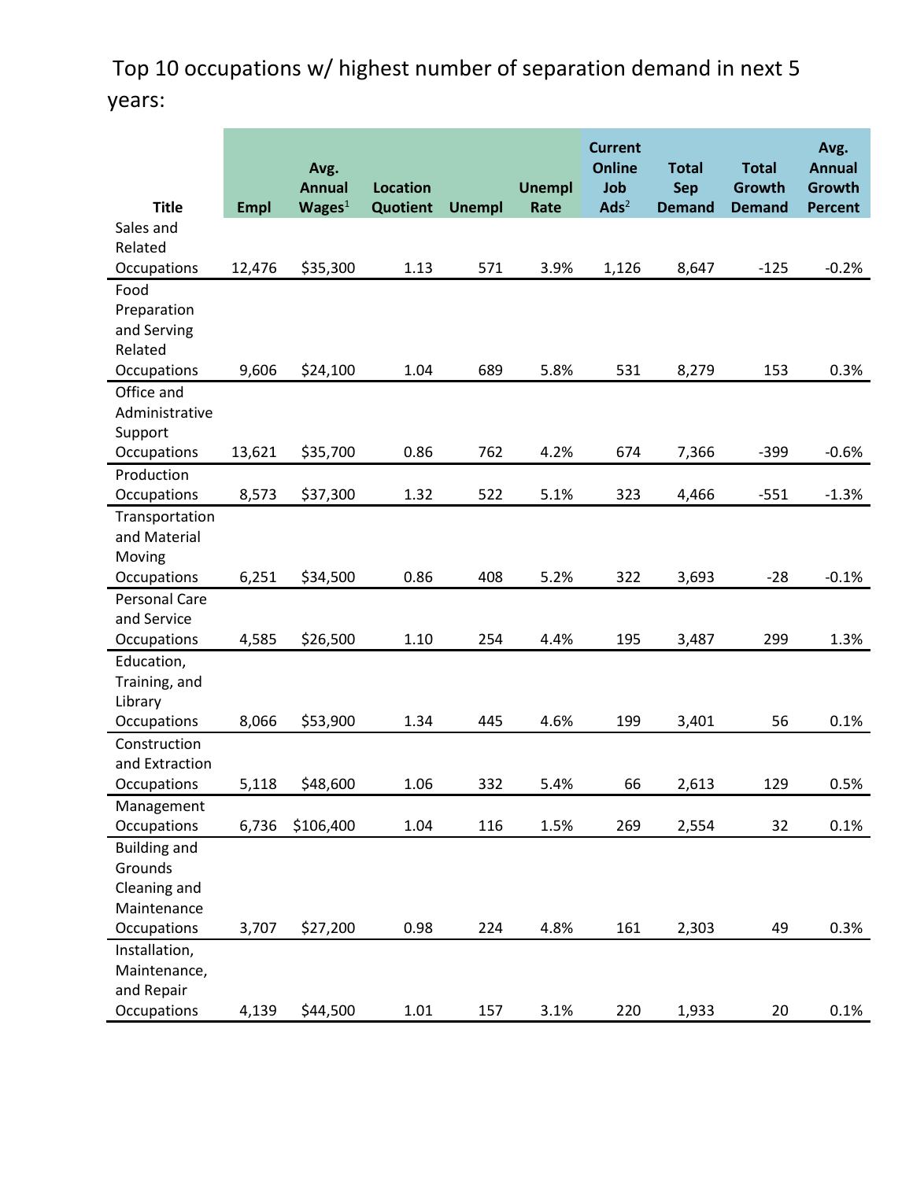# Top 10 occupations w/ highest number of separation demand in next 5 years:

| Title | Empl | Avg. Annual Wages[1] | Location Quotient | Unempl | Unempl Rate | Current Online Job Ads[2] | Total Sep Demand | Total Growth Demand | Avg. Annual Growth Percent |
|---|---|---|---|---|---|---|---|---|---|
| Sales and Related Occupations | 12,476 | $35,300 | 1.13 | 571 | 3.9% | 1,126 | 8,647 | -125 | -0.2% |
| Food Preparation and Serving Related Occupations | 9,606 | $24,100 | 1.04 | 689 | 5.8% | 531 | 8,279 | 153 | 0.3% |
| Office and Administrative Support Occupations | 13,621 | $35,700 | 0.86 | 762 | 4.2% | 674 | 7,366 | -399 | -0.6% |
| Production Occupations | 8,573 | $37,300 | 1.32 | 522 | 5.1% | 323 | 4,466 | -551 | -1.3% |
| Transportation and Material Moving Occupations | 6,251 | $34,500 | 0.86 | 408 | 5.2% | 322 | 3,693 | -28 | -0.1% |
| Personal Care and Service Occupations | 4,585 | $26,500 | 1.10 | 254 | 4.4% | 195 | 3,487 | 299 | 1.3% |
| Education, Training, and Library Occupations | 8,066 | $53,900 | 1.34 | 445 | 4.6% | 199 | 3,401 | 56 | 0.1% |
| Construction and Extraction Occupations | 5,118 | $48,600 | 1.06 | 332 | 5.4% | 66 | 2,613 | 129 | 0.5% |
| Management Occupations | 6,736 | $106,400 | 1.04 | 116 | 1.5% | 269 | 2,554 | 32 | 0.1% |
| Building and Grounds Cleaning and Maintenance Occupations | 3,707 | $27,200 | 0.98 | 224 | 4.8% | 161 | 2,303 | 49 | 0.3% |
| Installation, Maintenance, and Repair Occupations | 4,139 | $44,500 | 1.01 | 157 | 3.1% | 220 | 1,933 | 20 | 0.1% |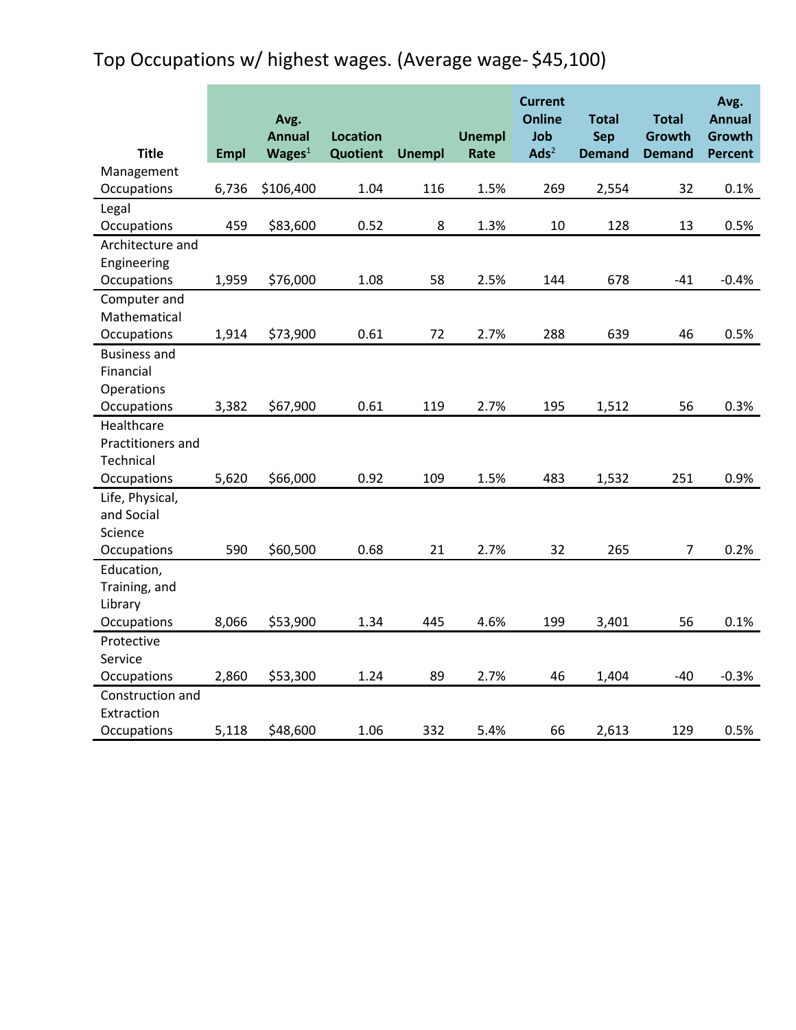# Top Occupations w/ highest wages. (Average wage- $45,100)

| Title | Empl | Avg. Annual Wages[1] | Location Quotient | Unempl | Unempl Rate | Current Online Job Ads[2] | Total Sep Demand | Total Growth Demand | Avg. Annual Growth Percent |
|---|---|---|---|---|---|---|---|---|---|
| Management Occupations | 6,736 | $106,400 | 1.04 | 116 | 1.5% | 269 | 2,554 | 32 | 0.1% |
| Legal Occupations | 459 | $83,600 | 0.52 | 8 | 1.3% | 10 | 128 | 13 | 0.5% |
| Architecture and Engineering Occupations | 1,959 | $76,000 | 1.08 | 58 | 2.5% | 144 | 678 | -41 | -0.4% |
| Computer and Mathematical Occupations | 1,914 | $73,900 | 0.61 | 72 | 2.7% | 288 | 639 | 46 | 0.5% |
| Business and Financial Operations Occupations | 3,382 | $67,900 | 0.61 | 119 | 2.7% | 195 | 1,512 | 56 | 0.3% |
| Healthcare Practitioners and Technical Occupations | 5,620 | $66,000 | 0.92 | 109 | 1.5% | 483 | 1,532 | 251 | 0.9% |
| Life, Physical, and Social Science Occupations | 590 | $60,500 | 0.68 | 21 | 2.7% | 32 | 265 | 7 | 0.2% |
| Education, Training, and Library Occupations | 8,066 | $53,900 | 1.34 | 445 | 4.6% | 199 | 3,401 | 56 | 0.1% |
| Protective Service Occupations | 2,860 | $53,300 | 1.24 | 89 | 2.7% | 46 | 1,404 | -40 | -0.3% |
| Construction and Extraction Occupations | 5,118 | $48,600 | 1.06 | 332 | 5.4% | 66 | 2,613 | 129 | 0.5% |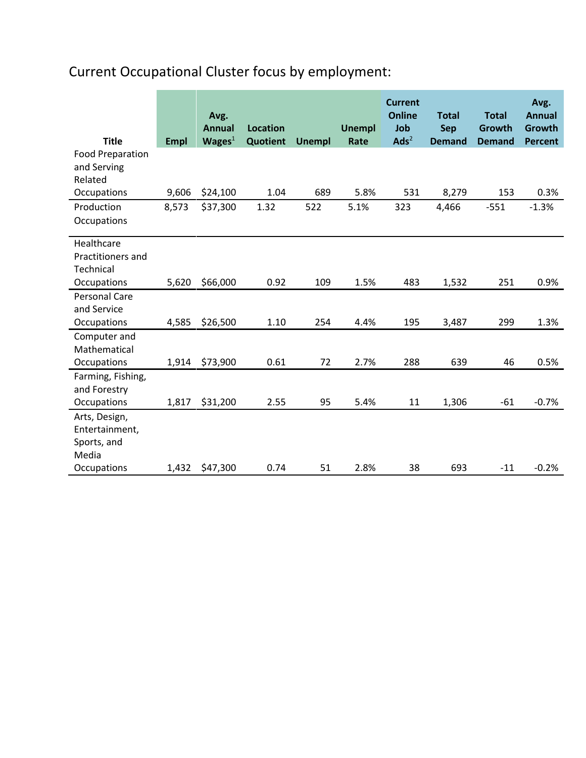Current Occupational Cluster focus by employment:

| Title | Empl | Avg. Annual Wages[1] | Location Quotient | Unempl | Unempl Rate | Current Online Job Ads[2] | Total Sep Demand | Total Growth Demand | Avg. Annual Growth Percent |
|---|---|---|---|---|---|---|---|---|---|
| Food Preparation and Serving Related Occupations | 9,606 | $24,100 | 1.04 | 689 | 5.8% | 531 | 8,279 | 153 | 0.3% |
| Production Occupations | 8,573 | $37,300 | 1.32 | 522 | 5.1% | 323 | 4,466 | -551 | -1.3% |
| Healthcare Practitioners and Technical Occupations | 5,620 | $66,000 | 0.92 | 109 | 1.5% | 483 | 1,532 | 251 | 0.9% |
| Personal Care and Service Occupations | 4,585 | $26,500 | 1.10 | 254 | 4.4% | 195 | 3,487 | 299 | 1.3% |
| Computer and Mathematical Occupations | 1,914 | $73,900 | 0.61 | 72 | 2.7% | 288 | 639 | 46 | 0.5% |
| Farming, Fishing, and Forestry Occupations | 1,817 | $31,200 | 2.55 | 95 | 5.4% | 11 | 1,306 | -61 | -0.7% |
| Arts, Design, Entertainment, Sports, and Media Occupations | 1,432 | $47,300 | 0.74 | 51 | 2.8% | 38 | 693 | -11 | -0.2% |